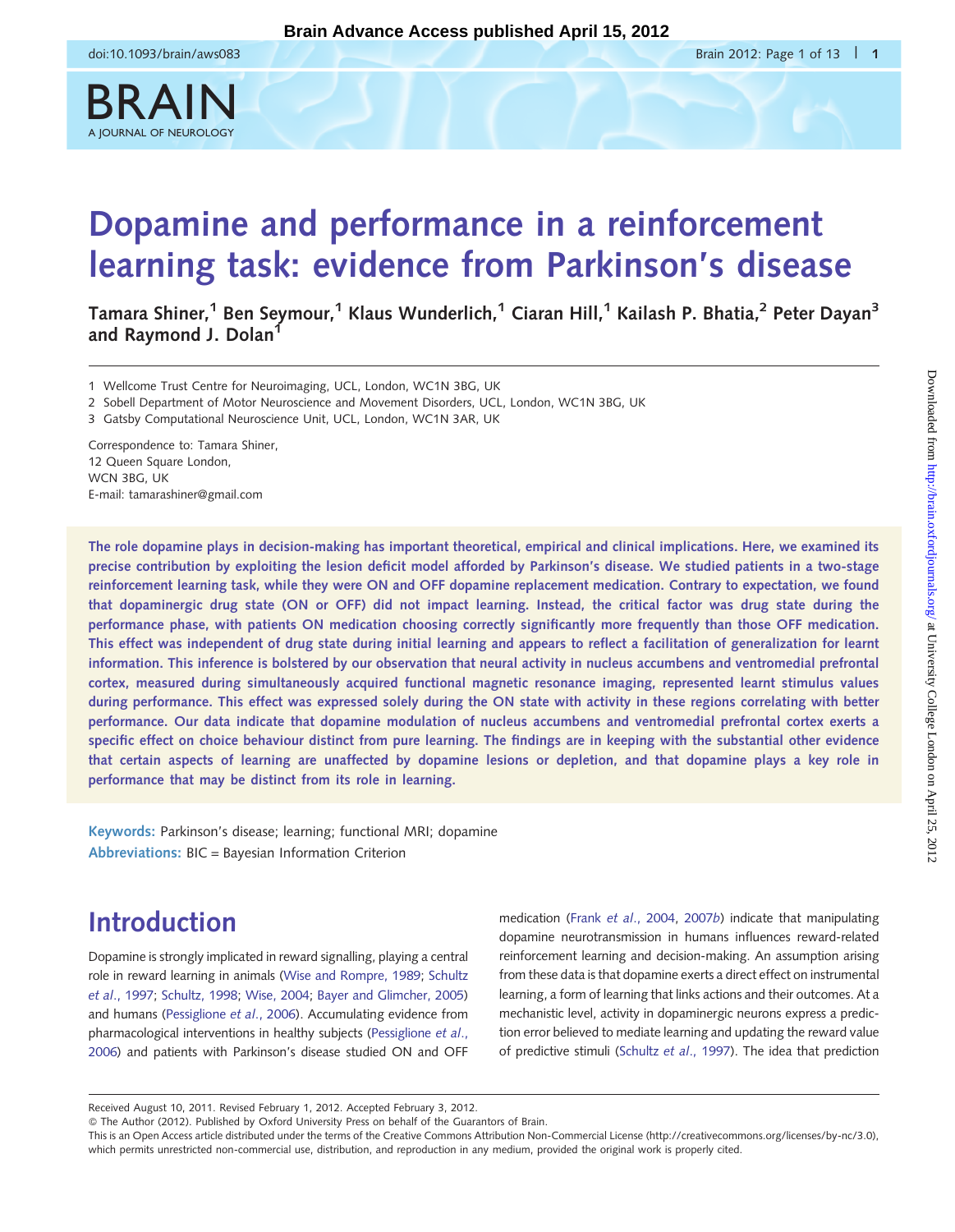# Dopamine and performance in a reinforcement learning task: evidence from Parkinson's disease

**Tamara Shiner,[1] Ben Seymour,[1] Klaus Wunderlich,[1] Ciaran Hill,[1] Kailash P. Bhatia,[2] Peter Dayan[3] and Raymond J. Dolan[1]**

1 Wellcome Trust Centre for Neuroimaging, UCL, London, WC1N 3BG, UK
2 Sobell Department of Motor Neuroscience and Movement Disorders, UCL, London, WC1N 3BG, UK
3 Gatsby Computational Neuroscience Unit, UCL, London, WC1N 3AR, UK

Correspondence to: Tamara Shiner,
12 Queen Square London,
WCN 3BG, UK
E-mail: tamarashiner@gmail.com

**The role dopamine plays in decision-making has important theoretical, empirical and clinical implications. Here, we examined its precise contribution by exploiting the lesion deficit model afforded by Parkinson's disease. We studied patients in a two-stage reinforcement learning task, while they were ON and OFF dopamine replacement medication. Contrary to expectation, we found that dopaminergic drug state (ON or OFF) did not impact learning. Instead, the critical factor was drug state during the performance phase, with patients ON medication choosing correctly significantly more frequently than those OFF medication. This effect was independent of drug state during initial learning and appears to reflect a facilitation of generalization for learnt information. This inference is bolstered by our observation that neural activity in nucleus accumbens and ventromedial prefrontal cortex, measured during simultaneously acquired functional magnetic resonance imaging, represented learnt stimulus values during performance. This effect was expressed solely during the ON state with activity in these regions correlating with better performance. Our data indicate that dopamine modulation of nucleus accumbens and ventromedial prefrontal cortex exerts a specific effect on choice behaviour distinct from pure learning. The findings are in keeping with the substantial other evidence that certain aspects of learning are unaffected by dopamine lesions or depletion, and that dopamine plays a key role in performance that may be distinct from its role in learning.**

**Keywords:** Parkinson's disease; learning; functional MRI; dopamine
**Abbreviations:** BIC = Bayesian Information Criterion

## Introduction

Dopamine is strongly implicated in reward signalling, playing a central role in reward learning in animals (Wise and Rompre, 1989; Schultz *et al.*, 1997; Schultz, 1998; Wise, 2004; Bayer and Glimcher, 2005) and humans (Pessiglione *et al.*, 2006). Accumulating evidence from pharmacological interventions in healthy subjects (Pessiglione *et al.*, 2006) and patients with Parkinson's disease studied ON and OFF medication (Frank *et al.*, 2004, 2007*b*) indicate that manipulating dopamine neurotransmission in humans influences reward-related reinforcement learning and decision-making. An assumption arising from these data is that dopamine exerts a direct effect on instrumental learning, a form of learning that links actions and their outcomes. At a mechanistic level, activity in dopaminergic neurons express a prediction error believed to mediate learning and updating the reward value of predictive stimuli (Schultz *et al.*, 1997). The idea that prediction

Received August 10, 2011. Revised February 1, 2012. Accepted February 3, 2012.
© The Author (2012). Published by Oxford University Press on behalf of the Guarantors of Brain.
This is an Open Access article distributed under the terms of the Creative Commons Attribution Non-Commercial License (http://creativecommons.org/licenses/by-nc/3.0), which permits unrestricted non-commercial use, distribution, and reproduction in any medium, provided the original work is properly cited.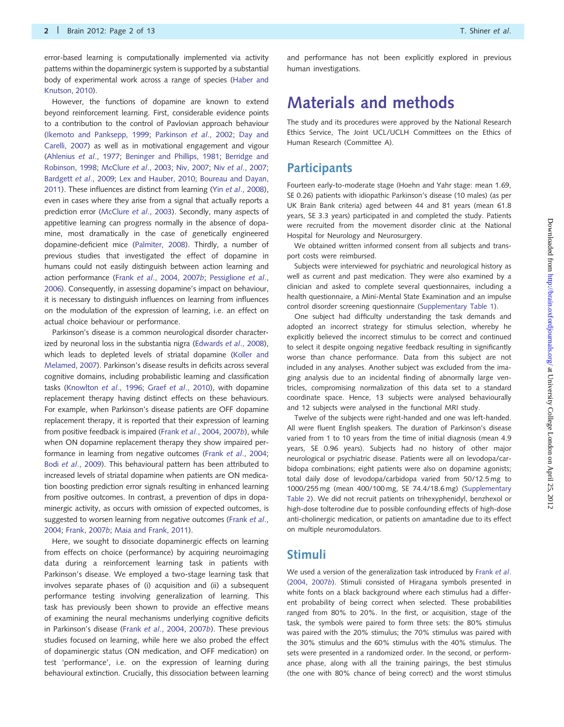error-based learning is computationally implemented via activity patterns within the dopaminergic system is supported by a substantial body of experimental work across a range of species (Haber and Knutson, 2010).

However, the functions of dopamine are known to extend beyond reinforcement learning. First, considerable evidence points to a contribution to the control of Pavlovian approach behaviour (Ikemoto and Panksepp, 1999; Parkinson *et al*., 2002; Day and Carelli, 2007) as well as in motivational engagement and vigour (Ahlenius *et al*., 1977; Beninger and Phillips, 1981; Berridge and Robinson, 1998; McClure *et al*., 2003; Niv, 2007; Niv *et al*., 2007; Bardgett *et al*., 2009; Lex and Hauber, 2010; Boureau and Dayan, 2011). These influences are distinct from learning (Yin *et al*., 2008), even in cases where they arise from a signal that actually reports a prediction error (McClure *et al*., 2003). Secondly, many aspects of appetitive learning can progress normally in the absence of dopamine, most dramatically in the case of genetically engineered dopamine-deficient mice (Palmiter, 2008). Thirdly, a number of previous studies that investigated the effect of dopamine in humans could not easily distinguish between action learning and action performance (Frank *et al*., 2004, 2007*b*; Pessiglione *et al*., 2006). Consequently, in assessing dopamine's impact on behaviour, it is necessary to distinguish influences on learning from influences on the modulation of the expression of learning, i.e. an effect on actual choice behaviour or performance.

Parkinson's disease is a common neurological disorder characterized by neuronal loss in the substantia nigra (Edwards *et al*., 2008), which leads to depleted levels of striatal dopamine (Koller and Melamed, 2007). Parkinson's disease results in deficits across several cognitive domains, including probabilistic learning and classification tasks (Knowlton *et al*., 1996; Graef *et al*., 2010), with dopamine replacement therapy having distinct effects on these behaviours. For example, when Parkinson's disease patients are OFF dopamine replacement therapy, it is reported that their expression of learning from positive feedback is impaired (Frank *et al*., 2004, 2007*b*), while when ON dopamine replacement therapy they show impaired performance in learning from negative outcomes (Frank *et al*., 2004; Bodi *et al*., 2009). This behavioural pattern has been attributed to increased levels of striatal dopamine when patients are ON medication boosting prediction error signals resulting in enhanced learning from positive outcomes. In contrast, a prevention of dips in dopaminergic activity, as occurs with omission of expected outcomes, is suggested to worsen learning from negative outcomes (Frank *et al*., 2004; Frank, 2007*b*; Maia and Frank, 2011).

Here, we sought to dissociate dopaminergic effects on learning from effects on choice (performance) by acquiring neuroimaging data during a reinforcement learning task in patients with Parkinson's disease. We employed a two-stage learning task that involves separate phases of (i) acquisition and (ii) a subsequent performance testing involving generalization of learning. This task has previously been shown to provide an effective means of examining the neural mechanisms underlying cognitive deficits in Parkinson's disease (Frank *et al*., 2004, 2007*b*). These previous studies focused on learning, while here we also probed the effect of dopaminergic status (ON medication, and OFF medication) on test 'performance', i.e. on the expression of learning during behavioural extinction. Crucially, this dissociation between learning and performance has not been explicitly explored in previous human investigations.

# Materials and methods

The study and its procedures were approved by the National Research Ethics Service, The Joint UCL/UCLH Committees on the Ethics of Human Research (Committee A).

## Participants

Fourteen early-to-moderate stage (Hoehn and Yahr stage: mean 1.69, SE 0.26) patients with idiopathic Parkinson's disease (10 males) (as per UK Brain Bank criteria) aged between 44 and 81 years (mean 61.8 years, SE 3.3 years) participated in and completed the study. Patients were recruited from the movement disorder clinic at the National Hospital for Neurology and Neurosurgery.

We obtained written informed consent from all subjects and transport costs were reimbursed.

Subjects were interviewed for psychiatric and neurological history as well as current and past medication. They were also examined by a clinician and asked to complete several questionnaires, including a health questionnaire, a Mini-Mental State Examination and an impulse control disorder screening questionnaire (Supplementary Table 1).

One subject had difficulty understanding the task demands and adopted an incorrect strategy for stimulus selection, whereby he explicitly believed the incorrect stimulus to be correct and continued to select it despite ongoing negative feedback resulting in significantly worse than chance performance. Data from this subject are not included in any analyses. Another subject was excluded from the imaging analysis due to an incidental finding of abnormally large ventricles, compromising normalization of this data set to a standard coordinate space. Hence, 13 subjects were analysed behaviourally and 12 subjects were analysed in the functional MRI study.

Twelve of the subjects were right-handed and one was left-handed. All were fluent English speakers. The duration of Parkinson's disease varied from 1 to 10 years from the time of initial diagnosis (mean 4.9 years, SE 0.96 years). Subjects had no history of other major neurological or psychiatric disease. Patients were all on levodopa/carbidopa combinations; eight patients were also on dopamine agonists; total daily dose of levodopa/carbidopa varied from 50/12.5 mg to 1000/255 mg (mean 400/100 mg, SE 74.4/18.6 mg) (Supplementary Table 2). We did not recruit patients on trihexyphenidyl, benzhexol or high-dose tolterodine due to possible confounding effects of high-dose anti-cholinergic medication, or patients on amantadine due to its effect on multiple neuromodulators.

## Stimuli

We used a version of the generalization task introduced by Frank *et al*. (2004, 2007*b*). Stimuli consisted of Hiragana symbols presented in white fonts on a black background where each stimulus had a different probability of being correct when selected. These probabilities ranged from 80% to 20%. In the first, or acquisition, stage of the task, the symbols were paired to form three sets: the 80% stimulus was paired with the 20% stimulus; the 70% stimulus was paired with the 30% stimulus and the 60% stimulus with the 40% stimulus. The sets were presented in a randomized order. In the second, or performance phase, along with all the training pairings, the best stimulus (the one with 80% chance of being correct) and the worst stimulus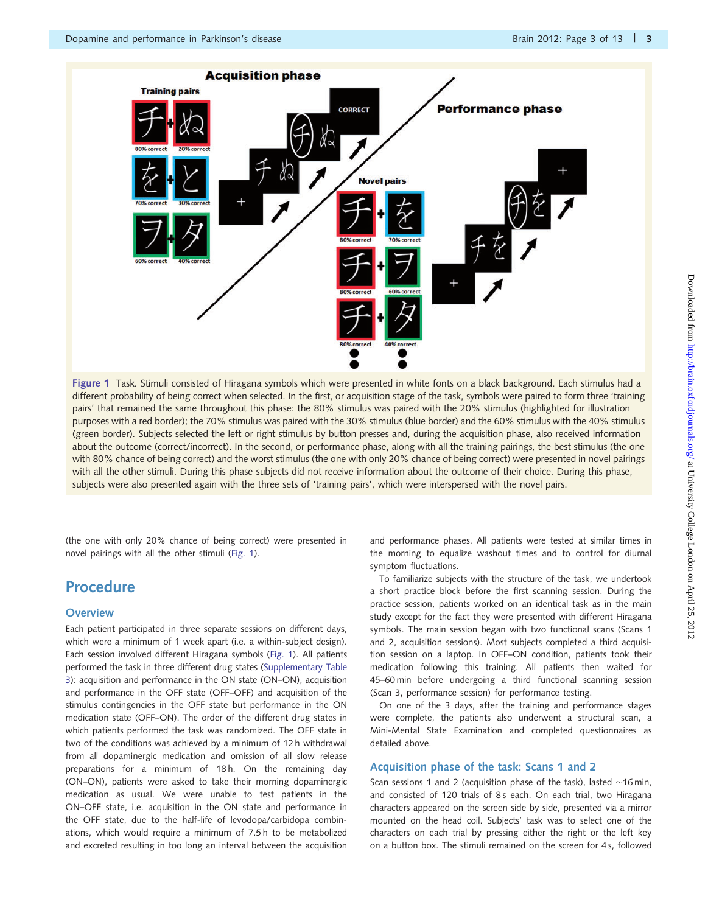Acquisition phase

Training pairs

80% correct

20% correct

70% correct

30% correct

60% correct

40% correct

CORRECT

Performance phase

Novel pairs

80% correct

70% correct

80% correct

60% correct

80% correct

40% correct

**Figure 1** Task. Stimuli consisted of Hiragana symbols which were presented in white fonts on a black background. Each stimulus had a different probability of being correct when selected. In the first, or acquisition stage of the task, symbols were paired to form three 'training pairs' that remained the same throughout this phase: the 80% stimulus was paired with the 20% stimulus (highlighted for illustration purposes with a red border); the 70% stimulus was paired with the 30% stimulus (blue border) and the 60% stimulus with the 40% stimulus (green border). Subjects selected the left or right stimulus by button presses and, during the acquisition phase, also received information about the outcome (correct/incorrect). In the second, or performance phase, along with all the training pairings, the best stimulus (the one with 80% chance of being correct) and the worst stimulus (the one with only 20% chance of being correct) were presented in novel pairings with all the other stimuli. During this phase subjects did not receive information about the outcome of their choice. During this phase, subjects were also presented again with the three sets of 'training pairs', which were interspersed with the novel pairs.

(the one with only 20% chance of being correct) were presented in novel pairings with all the other stimuli (Fig. 1).

## Procedure

### Overview

Each patient participated in three separate sessions on different days, which were a minimum of 1 week apart (i.e. a within-subject design). Each session involved different Hiragana symbols (Fig. 1). All patients performed the task in three different drug states (Supplementary Table 3): acquisition and performance in the ON state (ON–ON), acquisition and performance in the OFF state (OFF–OFF) and acquisition of the stimulus contingencies in the OFF state but performance in the ON medication state (OFF–ON). The order of the different drug states in which patients performed the task was randomized. The OFF state in two of the conditions was achieved by a minimum of 12 h withdrawal from all dopaminergic medication and omission of all slow release preparations for a minimum of 18 h. On the remaining day (ON–ON), patients were asked to take their morning dopaminergic medication as usual. We were unable to test patients in the ON–OFF state, i.e. acquisition in the ON state and performance in the OFF state, due to the half-life of levodopa/carbidopa combinations, which would require a minimum of 7.5 h to be metabolized and excreted resulting in too long an interval between the acquisition and performance phases. All patients were tested at similar times in the morning to equalize washout times and to control for diurnal symptom fluctuations.

To familiarize subjects with the structure of the task, we undertook a short practice block before the first scanning session. During the practice session, patients worked on an identical task as in the main study except for the fact they were presented with different Hiragana symbols. The main session began with two functional scans (Scans 1 and 2, acquisition sessions). Most subjects completed a third acquisition session on a laptop. In OFF–ON condition, patients took their medication following this training. All patients then waited for 45–60 min before undergoing a third functional scanning session (Scan 3, performance session) for performance testing.

On one of the 3 days, after the training and performance stages were complete, the patients also underwent a structural scan, a Mini-Mental State Examination and completed questionnaires as detailed above.

### Acquisition phase of the task: Scans 1 and 2

Scan sessions 1 and 2 (acquisition phase of the task), lasted ~16 min, and consisted of 120 trials of 8 s each. On each trial, two Hiragana characters appeared on the screen side by side, presented via a mirror mounted on the head coil. Subjects' task was to select one of the characters on each trial by pressing either the right or the left key on a button box. The stimuli remained on the screen for 4 s, followed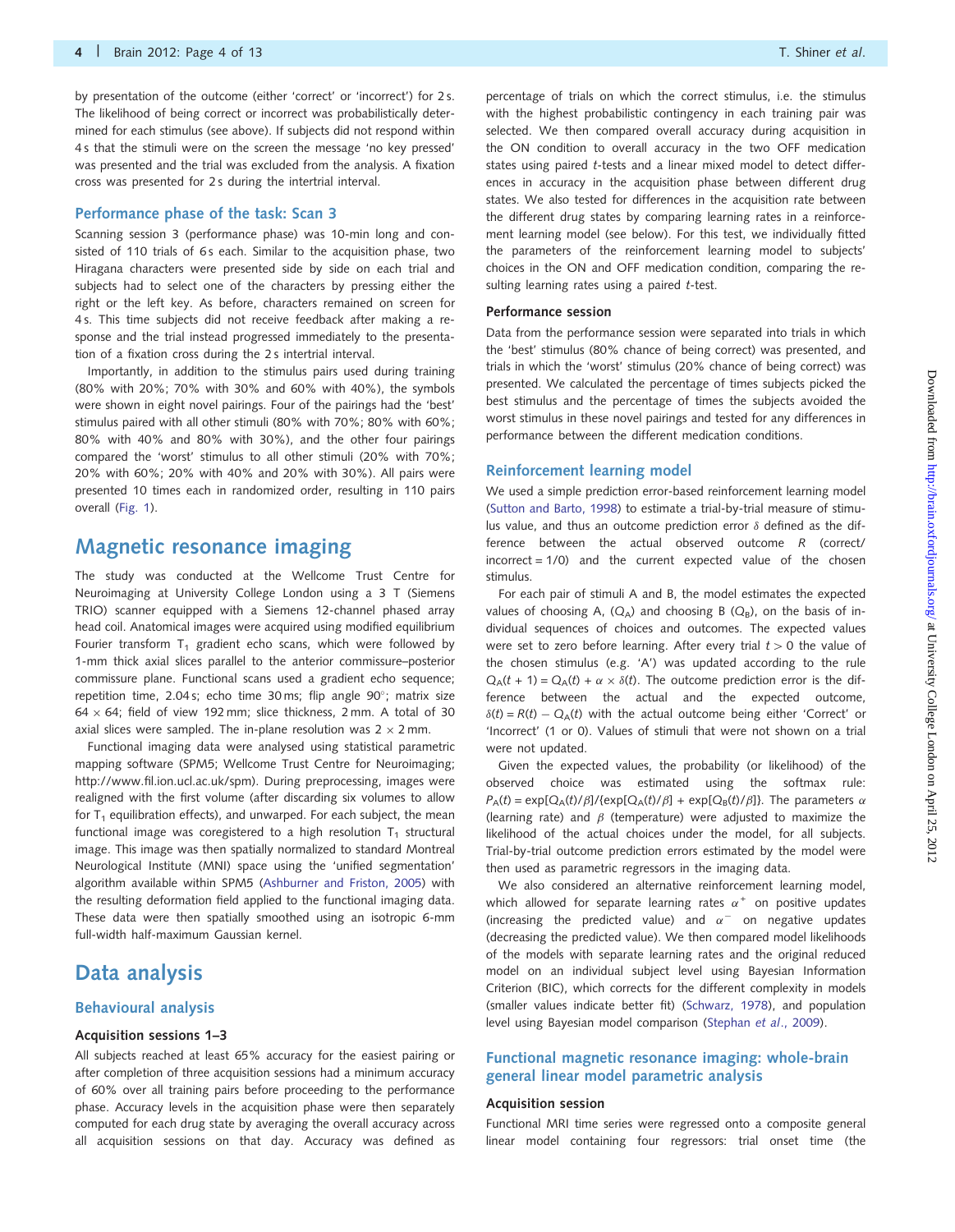by presentation of the outcome (either 'correct' or 'incorrect') for 2 s. The likelihood of being correct or incorrect was probabilistically determined for each stimulus (see above). If subjects did not respond within 4 s that the stimuli were on the screen the message 'no key pressed' was presented and the trial was excluded from the analysis. A fixation cross was presented for 2 s during the intertrial interval.

### Performance phase of the task: Scan 3

Scanning session 3 (performance phase) was 10-min long and consisted of 110 trials of 6 s each. Similar to the acquisition phase, two Hiragana characters were presented side by side on each trial and subjects had to select one of the characters by pressing either the right or the left key. As before, characters remained on screen for 4 s. This time subjects did not receive feedback after making a response and the trial instead progressed immediately to the presentation of a fixation cross during the 2 s intertrial interval.

Importantly, in addition to the stimulus pairs used during training (80% with 20%; 70% with 30% and 60% with 40%), the symbols were shown in eight novel pairings. Four of the pairings had the 'best' stimulus paired with all other stimuli (80% with 70%; 80% with 60%; 80% with 40% and 80% with 30%), and the other four pairings compared the 'worst' stimulus to all other stimuli (20% with 70%; 20% with 60%; 20% with 40% and 20% with 30%). All pairs were presented 10 times each in randomized order, resulting in 110 pairs overall (Fig. 1).

# Magnetic resonance imaging

The study was conducted at the Wellcome Trust Centre for Neuroimaging at University College London using a 3 T (Siemens TRIO) scanner equipped with a Siemens 12-channel phased array head coil. Anatomical images were acquired using modified equilibrium Fourier transform $T_1$ gradient echo scans, which were followed by 1-mm thick axial slices parallel to the anterior commissure–posterior commissure plane. Functional scans used a gradient echo sequence; repetition time, 2.04 s; echo time 30 ms; flip angle 90°; matrix size $64 \times 64$; field of view 192 mm; slice thickness, 2 mm. A total of 30 axial slices were sampled. The in-plane resolution was $2 \times 2$ mm.

Functional imaging data were analysed using statistical parametric mapping software (SPM5; Wellcome Trust Centre for Neuroimaging; http://www.fil.ion.ucl.ac.uk/spm). During preprocessing, images were realigned with the first volume (after discarding six volumes to allow for $T_1$ equilibration effects), and unwarped. For each subject, the mean functional image was coregistered to a high resolution $T_1$ structural image. This image was then spatially normalized to standard Montreal Neurological Institute (MNI) space using the 'unified segmentation' algorithm available within SPM5 (Ashburner and Friston, 2005) with the resulting deformation field applied to the functional imaging data. These data were then spatially smoothed using an isotropic 6-mm full-width half-maximum Gaussian kernel.

# Data analysis

## Behavioural analysis

### Acquisition sessions 1–3

All subjects reached at least 65% accuracy for the easiest pairing or after completion of three acquisition sessions had a minimum accuracy of 60% over all training pairs before proceeding to the performance phase. Accuracy levels in the acquisition phase were then separately computed for each drug state by averaging the overall accuracy across all acquisition sessions on that day. Accuracy was defined as percentage of trials on which the correct stimulus, i.e. the stimulus with the highest probabilistic contingency in each training pair was selected. We then compared overall accuracy during acquisition in the ON condition to overall accuracy in the two OFF medication states using paired *t*-tests and a linear mixed model to detect differences in accuracy in the acquisition phase between different drug states. We also tested for differences in the acquisition rate between the different drug states by comparing learning rates in a reinforcement learning model (see below). For this test, we individually fitted the parameters of the reinforcement learning model to subjects' choices in the ON and OFF medication condition, comparing the resulting learning rates using a paired *t*-test.

### Performance session

Data from the performance session were separated into trials in which the 'best' stimulus (80% chance of being correct) was presented, and trials in which the 'worst' stimulus (20% chance of being correct) was presented. We calculated the percentage of times subjects picked the best stimulus and the percentage of times the subjects avoided the worst stimulus in these novel pairings and tested for any differences in performance between the different medication conditions.

## Reinforcement learning model

We used a simple prediction error-based reinforcement learning model (Sutton and Barto, 1998) to estimate a trial-by-trial measure of stimulus value, and thus an outcome prediction error $\delta$ defined as the difference between the actual observed outcome $R$ (correct/incorrect = 1/0) and the current expected value of the chosen stimulus.

For each pair of stimuli A and B, the model estimates the expected values of choosing A, ($Q_A$) and choosing B ($Q_B$), on the basis of individual sequences of choices and outcomes. The expected values were set to zero before learning. After every trial $t > 0$ the value of the chosen stimulus (e.g. 'A') was updated according to the rule $Q_A(t + 1) = Q_A(t) + \alpha \times \delta(t)$. The outcome prediction error is the difference between the actual and the expected outcome, $\delta(t) = R(t) - Q_A(t)$ with the actual outcome being either 'Correct' or 'Incorrect' (1 or 0). Values of stimuli that were not shown on a trial were not updated.

Given the expected values, the probability (or likelihood) of the observed choice was estimated using the softmax rule: $P_A(t) = \exp[Q_A(t)/\beta]/\{\exp[Q_A(t)/\beta] + \exp[Q_B(t)/\beta]\}$. The parameters $\alpha$ (learning rate) and $\beta$ (temperature) were adjusted to maximize the likelihood of the actual choices under the model, for all subjects. Trial-by-trial outcome prediction errors estimated by the model were then used as parametric regressors in the imaging data.

We also considered an alternative reinforcement learning model, which allowed for separate learning rates $\alpha^+$ on positive updates (increasing the predicted value) and $\alpha^-$ on negative updates (decreasing the predicted value). We then compared model likelihoods of the models with separate learning rates and the original reduced model on an individual subject level using Bayesian Information Criterion (BIC), which corrects for the different complexity in models (smaller values indicate better fit) (Schwarz, 1978), and population level using Bayesian model comparison (Stephan *et al*., 2009).

## Functional magnetic resonance imaging: whole-brain general linear model parametric analysis

### Acquisition session

Functional MRI time series were regressed onto a composite general linear model containing four regressors: trial onset time (the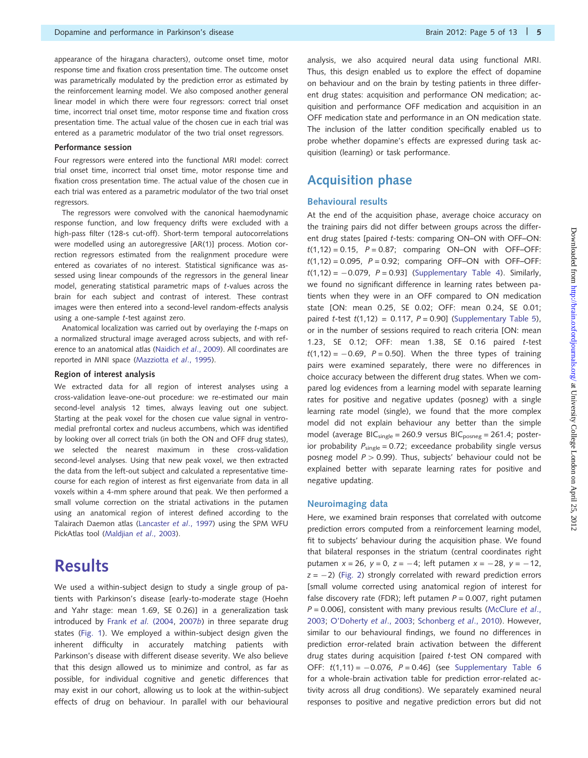appearance of the hiragana characters), outcome onset time, motor response time and fixation cross presentation time. The outcome onset was parametrically modulated by the prediction error as estimated by the reinforcement learning model. We also composed another general linear model in which there were four regressors: correct trial onset time, incorrect trial onset time, motor response time and fixation cross presentation time. The actual value of the chosen cue in each trial was entered as a parametric modulator of the two trial onset regressors.

#### Performance session

Four regressors were entered into the functional MRI model: correct trial onset time, incorrect trial onset time, motor response time and fixation cross presentation time. The actual value of the chosen cue in each trial was entered as a parametric modulator of the two trial onset regressors.

The regressors were convolved with the canonical haemodynamic response function, and low frequency drifts were excluded with a high-pass filter (128-s cut-off). Short-term temporal autocorrelations were modelled using an autoregressive [AR(1)] process. Motion correction regressors estimated from the realignment procedure were entered as covariates of no interest. Statistical significance was assessed using linear compounds of the regressors in the general linear model, generating statistical parametric maps of $t$-values across the brain for each subject and contrast of interest. These contrast images were then entered into a second-level random-effects analysis using a one-sample $t$-test against zero.

Anatomical localization was carried out by overlaying the $t$-maps on a normalized structural image averaged across subjects, and with reference to an anatomical atlas (Naidich *et al*., 2009). All coordinates are reported in MNI space (Mazziotta *et al*., 1995).

#### Region of interest analysis

We extracted data for all region of interest analyses using a cross-validation leave-one-out procedure: we re-estimated our main second-level analysis 12 times, always leaving out one subject. Starting at the peak voxel for the chosen cue value signal in ventromedial prefrontal cortex and nucleus accumbens, which was identified by looking over all correct trials (in both the ON and OFF drug states), we selected the nearest maximum in these cross-validation second-level analyses. Using that new peak voxel, we then extracted the data from the left-out subject and calculated a representative time-course for each region of interest as first eigenvariate from data in all voxels within a 4-mm sphere around that peak. We then performed a small volume correction on the striatal activations in the putamen using an anatomical region of interest defined according to the Talairach Daemon atlas (Lancaster *et al*., 1997) using the SPM WFU PickAtlas tool (Maldjian *et al*., 2003).

# Results

We used a within-subject design to study a single group of patients with Parkinson's disease [early-to-moderate stage (Hoehn and Yahr stage: mean 1.69, SE 0.26)] in a generalization task introduced by Frank *et al*. (2004, 2007*b*) in three separate drug states (Fig. 1). We employed a within-subject design given the inherent difficulty in accurately matching patients with Parkinson's disease with different disease severity. We also believe that this design allowed us to minimize and control, as far as possible, for individual cognitive and genetic differences that may exist in our cohort, allowing us to look at the within-subject effects of drug on behaviour. In parallel with our behavioural analysis, we also acquired neural data using functional MRI. Thus, this design enabled us to explore the effect of dopamine on behaviour and on the brain by testing patients in three different drug states: acquisition and performance ON medication; acquisition and performance OFF medication and acquisition in an OFF medication state and performance in an ON medication state. The inclusion of the latter condition specifically enabled us to probe whether dopamine's effects are expressed during task acquisition (learning) or task performance.

## Acquisition phase

### Behavioural results

At the end of the acquisition phase, average choice accuracy on the training pairs did not differ between groups across the different drug states [paired $t$-tests: comparing ON–ON with OFF–ON: $t(1,12) = 0.15$, $P = 0.87$; comparing ON–ON with OFF–OFF: $t(1,12) = 0.095$, $P = 0.92$; comparing OFF–ON with OFF–OFF: $t(1,12) = -0.079$, $P = 0.93$] (Supplementary Table 4). Similarly, we found no significant difference in learning rates between patients when they were in an OFF compared to ON medication state [ON: mean 0.25, SE 0.02; OFF: mean 0.24, SE 0.01; paired $t$-test $t(1,12) = 0.117$, $P = 0.90$] (Supplementary Table 5), or in the number of sessions required to reach criteria [ON: mean 1.23, SE 0.12; OFF: mean 1.38, SE 0.16 paired $t$-test $t(1,12) = -0.69$, $P = 0.50$]. When the three types of training pairs were examined separately, there were no differences in choice accuracy between the different drug states. When we compared log evidences from a learning model with separate learning rates for positive and negative updates (posneg) with a single learning rate model (single), we found that the more complex model did not explain behaviour any better than the simple model (average $BIC_{single} = 260.9$ versus $BIC_{posneg} = 261.4$; posterior probability $P_{single} = 0.72$; exceedance probability single versus posneg model $P > 0.99$). Thus, subjects' behaviour could not be explained better with separate learning rates for positive and negative updating.

### Neuroimaging data

Here, we examined brain responses that correlated with outcome prediction errors computed from a reinforcement learning model, fit to subjects' behaviour during the acquisition phase. We found that bilateral responses in the striatum (central coordinates right putamen $x = 26$, $y = 0$, $z = -4$; left putamen $x = -28$, $y = -12$, $z = -2$) (Fig. 2) strongly correlated with reward prediction errors [small volume corrected using anatomical region of interest for false discovery rate (FDR); left putamen $P = 0.007$, right putamen $P = 0.006$], consistent with many previous results (McClure *et al*., 2003; O'Doherty *et al*., 2003; Schonberg *et al*., 2010). However, similar to our behavioural findings, we found no differences in prediction error-related brain activation between the different drug states during acquisition [paired $t$-test ON compared with OFF: $t(1,11) = -0.076$, $P = 0.46$] (see Supplementary Table 6 for a whole-brain activation table for prediction error-related activity across all drug conditions). We separately examined neural responses to positive and negative prediction errors but did not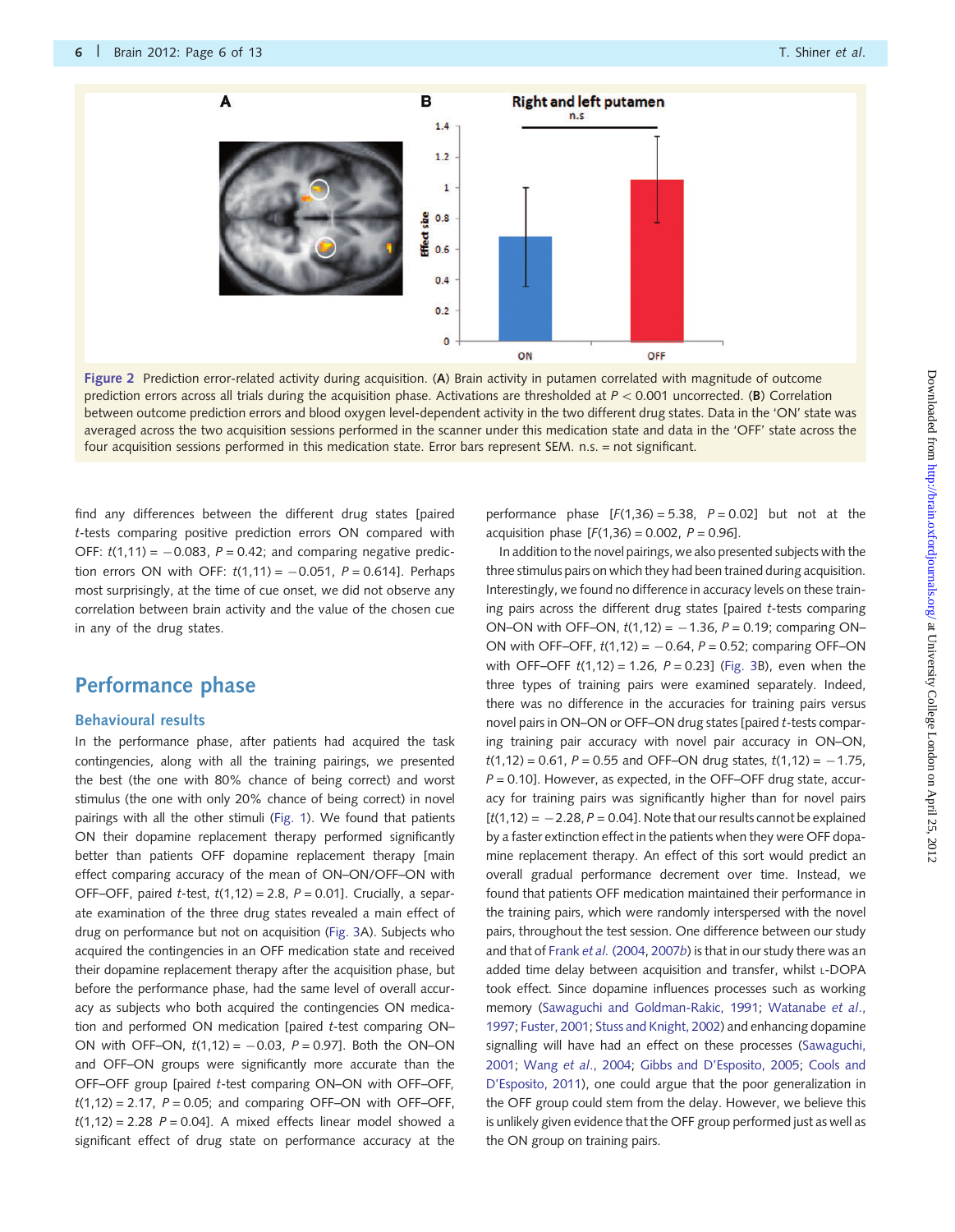Figure 2 Prediction error-related activity during acquisition. (**A**) Brain activity in putamen correlated with magnitude of outcome prediction errors across all trials during the acquisition phase. Activations are thresholded at $P < 0.001$ uncorrected. (**B**) Correlation between outcome prediction errors and blood oxygen level-dependent activity in the two different drug states. Data in the 'ON' state was averaged across the two acquisition sessions performed in the scanner under this medication state and data in the 'OFF' state across the four acquisition sessions performed in this medication state. Error bars represent SEM. n.s. = not significant.

find any differences between the different drug states [paired *t*-tests comparing positive prediction errors ON compared with OFF: $t(1,11) = -0.083$, $P = 0.42$; and comparing negative prediction errors ON with OFF: $t(1,11) = -0.051$, $P = 0.614$]. Perhaps most surprisingly, at the time of cue onset, we did not observe any correlation between brain activity and the value of the chosen cue in any of the drug states.

## Performance phase

### Behavioural results

In the performance phase, after patients had acquired the task contingencies, along with all the training pairings, we presented the best (the one with 80% chance of being correct) and worst stimulus (the one with only 20% chance of being correct) in novel pairings with all the other stimuli (Fig. 1). We found that patients ON their dopamine replacement therapy performed significantly better than patients OFF dopamine replacement therapy [main effect comparing accuracy of the mean of ON–ON/OFF–ON with OFF–OFF, paired *t*-test, $t(1,12) = 2.8$, $P = 0.01$]. Crucially, a separate examination of the three drug states revealed a main effect of drug on performance but not on acquisition (Fig. 3A). Subjects who acquired the contingencies in an OFF medication state and received their dopamine replacement therapy after the acquisition phase, but before the performance phase, had the same level of overall accuracy as subjects who both acquired the contingencies ON medication and performed ON medication [paired *t*-test comparing ON–ON with OFF–ON, $t(1,12) = -0.03$, $P = 0.97$]. Both the ON–ON and OFF–ON groups were significantly more accurate than the OFF–OFF group [paired *t*-test comparing ON–ON with OFF–OFF, $t(1,12) = 2.17$, $P = 0.05$; and comparing OFF–ON with OFF–OFF, $t(1,12) = 2.28$ $P = 0.04$]. A mixed effects linear model showed a significant effect of drug state on performance accuracy at the performance phase [$F(1,36) = 5.38$, $P = 0.02$] but not at the acquisition phase [$F(1,36) = 0.002$, $P = 0.96$].

In addition to the novel pairings, we also presented subjects with the three stimulus pairs on which they had been trained during acquisition. Interestingly, we found no difference in accuracy levels on these training pairs across the different drug states [paired *t*-tests comparing ON–ON with OFF–ON, $t(1,12) = -1.36$, $P = 0.19$; comparing ON–ON with OFF–OFF, $t(1,12) = -0.64$, $P = 0.52$; comparing OFF–ON with OFF–OFF $t(1,12) = 1.26$, $P = 0.23$] (Fig. 3B), even when the three types of training pairs were examined separately. Indeed, there was no difference in the accuracies for training pairs versus novel pairs in ON–ON or OFF–ON drug states [paired *t*-tests comparing training pair accuracy with novel pair accuracy in ON–ON, $t(1,12) = 0.61$, $P = 0.55$ and OFF–ON drug states, $t(1,12) = -1.75$, $P = 0.10$]. However, as expected, in the OFF–OFF drug state, accuracy for training pairs was significantly higher than for novel pairs [$t(1,12) = -2.28$, $P = 0.04$]. Note that our results cannot be explained by a faster extinction effect in the patients when they were OFF dopamine replacement therapy. An effect of this sort would predict an overall gradual performance decrement over time. Instead, we found that patients OFF medication maintained their performance in the training pairs, which were randomly interspersed with the novel pairs, throughout the test session. One difference between our study and that of Frank *et al.* (2004, 2007*b*) is that in our study there was an added time delay between acquisition and transfer, whilst L-DOPA took effect. Since dopamine influences processes such as working memory (Sawaguchi and Goldman-Rakic, 1991; Watanabe *et al.*, 1997; Fuster, 2001; Stuss and Knight, 2002) and enhancing dopamine signalling will have had an effect on these processes (Sawaguchi, 2001; Wang *et al.*, 2004; Gibbs and D'Esposito, 2005; Cools and D'Esposito, 2011), one could argue that the poor generalization in the OFF group could stem from the delay. However, we believe this is unlikely given evidence that the OFF group performed just as well as the ON group on training pairs.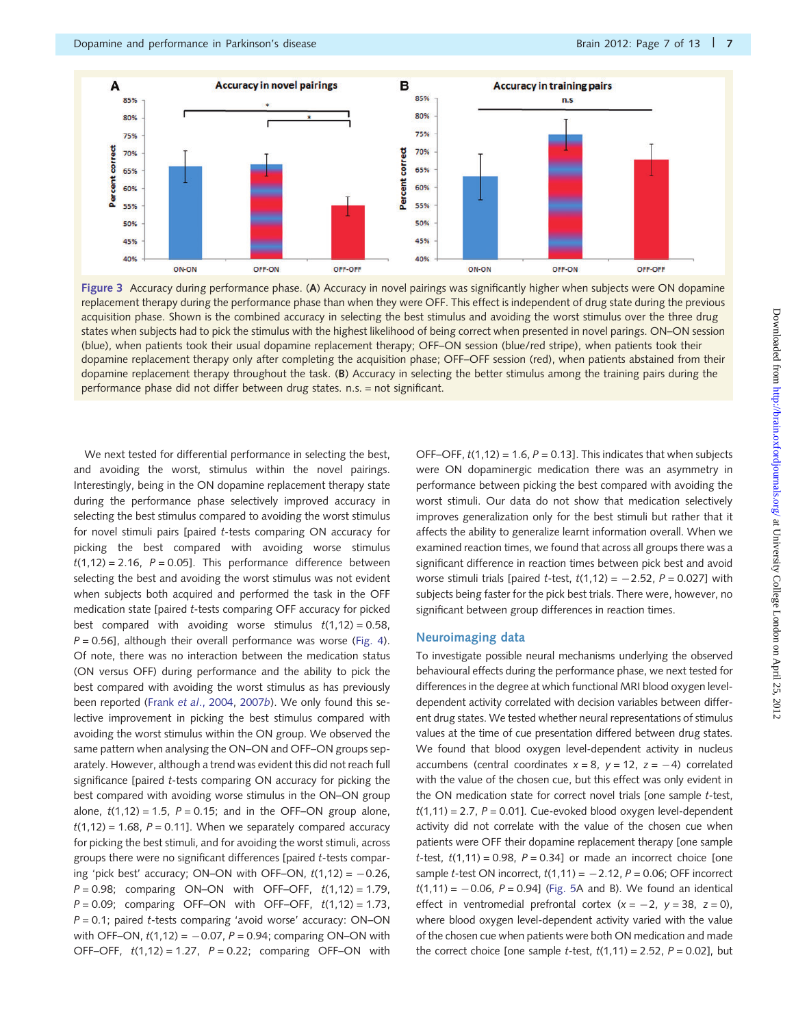A

Accuracy in novel pairings

85%
80%
75%
70%
65%
60%
55%
50%
45%
40%

Percent correct

*

*

ON-ON
OFF-ON
OFF-OFF

B

Accuracy in training pairs

n.s

85%
80%
75%
70%
65%
60%
55%
50%
45%
40%

Percent correct

ON-ON
OFF-ON
OFF-OFF

**Figure 3** Accuracy during performance phase. (**A**) Accuracy in novel pairings was significantly higher when subjects were ON dopamine replacement therapy during the performance phase than when they were OFF. This effect is independent of drug state during the previous acquisition phase. Shown is the combined accuracy in selecting the best stimulus and avoiding the worst stimulus over the three drug states when subjects had to pick the stimulus with the highest likelihood of being correct when presented in novel pairings. ON–ON session (blue), when patients took their usual dopamine replacement therapy; OFF–ON session (blue/red stripe), when patients took their dopamine replacement therapy only after completing the acquisition phase; OFF–OFF session (red), when patients abstained from their dopamine replacement therapy throughout the task. (**B**) Accuracy in selecting the better stimulus among the training pairs during the performance phase did not differ between drug states. n.s. = not significant.

We next tested for differential performance in selecting the best, and avoiding the worst, stimulus within the novel pairings. Interestingly, being in the ON dopamine replacement therapy state during the performance phase selectively improved accuracy in selecting the best stimulus compared to avoiding the worst stimulus for novel stimuli pairs [paired *t*-tests comparing ON accuracy for picking the best compared with avoiding worse stimulus $t(1,12) = 2.16$, $P = 0.05$]. This performance difference between selecting the best and avoiding the worst stimulus was not evident when subjects both acquired and performed the task in the OFF medication state [paired *t*-tests comparing OFF accuracy for picked best compared with avoiding worse stimulus $t(1,12) = 0.58$, $P = 0.56$], although their overall performance was worse (Fig. 4). Of note, there was no interaction between the medication status (ON versus OFF) during performance and the ability to pick the best compared with avoiding the worst stimulus as has previously been reported (Frank *et al*., 2004, 2007*b*). We only found this selective improvement in picking the best stimulus compared with avoiding the worst stimulus within the ON group. We observed the same pattern when analysing the ON–ON and OFF–ON groups separately. However, although a trend was evident this did not reach full significance [paired *t*-tests comparing ON accuracy for picking the best compared with avoiding worse stimulus in the ON–ON group alone, $t(1,12) = 1.5$, $P = 0.15$; and in the OFF–ON group alone, $t(1,12) = 1.68$, $P = 0.11$]. When we separately compared accuracy for picking the best stimuli, and for avoiding the worst stimuli, across groups there were no significant differences [paired *t*-tests comparing 'pick best' accuracy; ON–ON with OFF–ON, $t(1,12) = -0.26$, $P = 0.98$; comparing ON–ON with OFF–OFF, $t(1,12) = 1.79$, $P = 0.09$; comparing OFF–ON with OFF–OFF, $t(1,12) = 1.73$, $P = 0.1$; paired *t*-tests comparing 'avoid worse' accuracy: ON–ON with OFF–ON, $t(1,12) = -0.07$, $P = 0.94$; comparing ON–ON with OFF–OFF, $t(1,12) = 1.27$, $P = 0.22$; comparing OFF–ON with OFF–OFF, $t(1,12) = 1.6$, $P = 0.13$]. This indicates that when subjects were ON dopaminergic medication there was an asymmetry in performance between picking the best compared with avoiding the worst stimuli. Our data do not show that medication selectively improves generalization only for the best stimuli but rather that it affects the ability to generalize learnt information overall. When we examined reaction times, we found that across all groups there was a significant difference in reaction times between pick best and avoid worse stimuli trials [paired *t*-test, $t(1,12) = -2.52$, $P = 0.027$] with subjects being faster for the pick best trials. There were, however, no significant between group differences in reaction times.

## Neuroimaging data

To investigate possible neural mechanisms underlying the observed behavioural effects during the performance phase, we next tested for differences in the degree at which functional MRI blood oxygen level-dependent activity correlated with decision variables between different drug states. We tested whether neural representations of stimulus values at the time of cue presentation differed between drug states. We found that blood oxygen level-dependent activity in nucleus accumbens (central coordinates $x = 8$, $y = 12$, $z = -4$) correlated with the value of the chosen cue, but this effect was only evident in the ON medication state for correct novel trials [one sample *t*-test, $t(1,11) = 2.7$, $P = 0.01$]. Cue-evoked blood oxygen level-dependent activity did not correlate with the value of the chosen cue when patients were OFF their dopamine replacement therapy [one sample *t*-test, $t(1,11) = 0.98$, $P = 0.34$] or made an incorrect choice [one sample *t*-test ON incorrect, $t(1,11) = -2.12$, $P = 0.06$; OFF incorrect $t(1,11) = -0.06$, $P = 0.94$] (Fig. 5A and B). We found an identical effect in ventromedial prefrontal cortex ($x = -2$, $y = 38$, $z = 0$), where blood oxygen level-dependent activity varied with the value of the chosen cue when patients were both ON medication and made the correct choice [one sample *t*-test, $t(1,11) = 2.52$, $P = 0.02$], but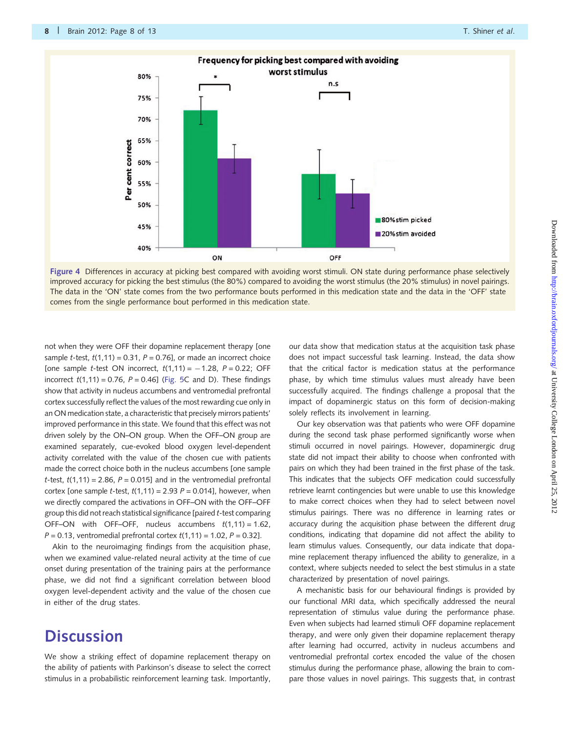Frequency for picking best compared with avoiding worst stimulus

80%
75%
70%
65%
60%
55%
50%
45%
40%

Per cent correct

*

n.s

ON

OFF

80% stim picked

20% stim avoided

Figure 4 Differences in accuracy at picking best compared with avoiding worst stimuli. ON state during performance phase selectively improved accuracy for picking the best stimulus (the 80%) compared to avoiding the worst stimulus (the 20% stimulus) in novel pairings. The data in the 'ON' state comes from the two performance bouts performed in this medication state and the data in the 'OFF' state comes from the single performance bout performed in this medication state.

not when they were OFF their dopamine replacement therapy [one sample *t*-test, $t(1,11) = 0.31$, $P = 0.76$], or made an incorrect choice [one sample *t*-test ON incorrect, $t(1,11) = -1.28$, $P = 0.22$; OFF incorrect $t(1,11) = 0.76$, $P = 0.46$] (Fig. 5C and D). These findings show that activity in nucleus accumbens and ventromedial prefrontal cortex successfully reflect the values of the most rewarding cue only in an ON medication state, a characteristic that precisely mirrors patients' improved performance in this state. We found that this effect was not driven solely by the ON–ON group. When the OFF–ON group are examined separately, cue-evoked blood oxygen level-dependent activity correlated with the value of the chosen cue with patients made the correct choice both in the nucleus accumbens [one sample *t*-test, $t(1,11) = 2.86$, $P = 0.015$] and in the ventromedial prefrontal cortex [one sample *t*-test, $t(1,11) = 2.93$ $P = 0.014$], however, when we directly compared the activations in OFF–ON with the OFF–OFF group this did not reach statistical significance [paired *t*-test comparing OFF–ON with OFF–OFF, nucleus accumbens $t(1,11) = 1.62$, $P = 0.13$, ventromedial prefrontal cortex $t(1,11) = 1.02$, $P = 0.32$].

Akin to the neuroimaging findings from the acquisition phase, when we examined value-related neural activity at the time of cue onset during presentation of the training pairs at the performance phase, we did not find a significant correlation between blood oxygen level-dependent activity and the value of the chosen cue in either of the drug states.

# Discussion

We show a striking effect of dopamine replacement therapy on the ability of patients with Parkinson's disease to select the correct stimulus in a probabilistic reinforcement learning task. Importantly, our data show that medication status at the acquisition task phase does not impact successful task learning. Instead, the data show that the critical factor is medication status at the performance phase, by which time stimulus values must already have been successfully acquired. The findings challenge a proposal that the impact of dopaminergic status on this form of decision-making solely reflects its involvement in learning.

Our key observation was that patients who were OFF dopamine during the second task phase performed significantly worse when stimuli occurred in novel pairings. However, dopaminergic drug state did not impact their ability to choose when confronted with pairs on which they had been trained in the first phase of the task. This indicates that the subjects OFF medication could successfully retrieve learnt contingencies but were unable to use this knowledge to make correct choices when they had to select between novel stimulus pairings. There was no difference in learning rates or accuracy during the acquisition phase between the different drug conditions, indicating that dopamine did not affect the ability to learn stimulus values. Consequently, our data indicate that dopamine replacement therapy influenced the ability to generalize, in a context, where subjects needed to select the best stimulus in a state characterized by presentation of novel pairings.

A mechanistic basis for our behavioural findings is provided by our functional MRI data, which specifically addressed the neural representation of stimulus value during the performance phase. Even when subjects had learned stimuli OFF dopamine replacement therapy, and were only given their dopamine replacement therapy after learning had occurred, activity in nucleus accumbens and ventromedial prefrontal cortex encoded the value of the chosen stimulus during the performance phase, allowing the brain to compare those values in novel pairings. This suggests that, in contrast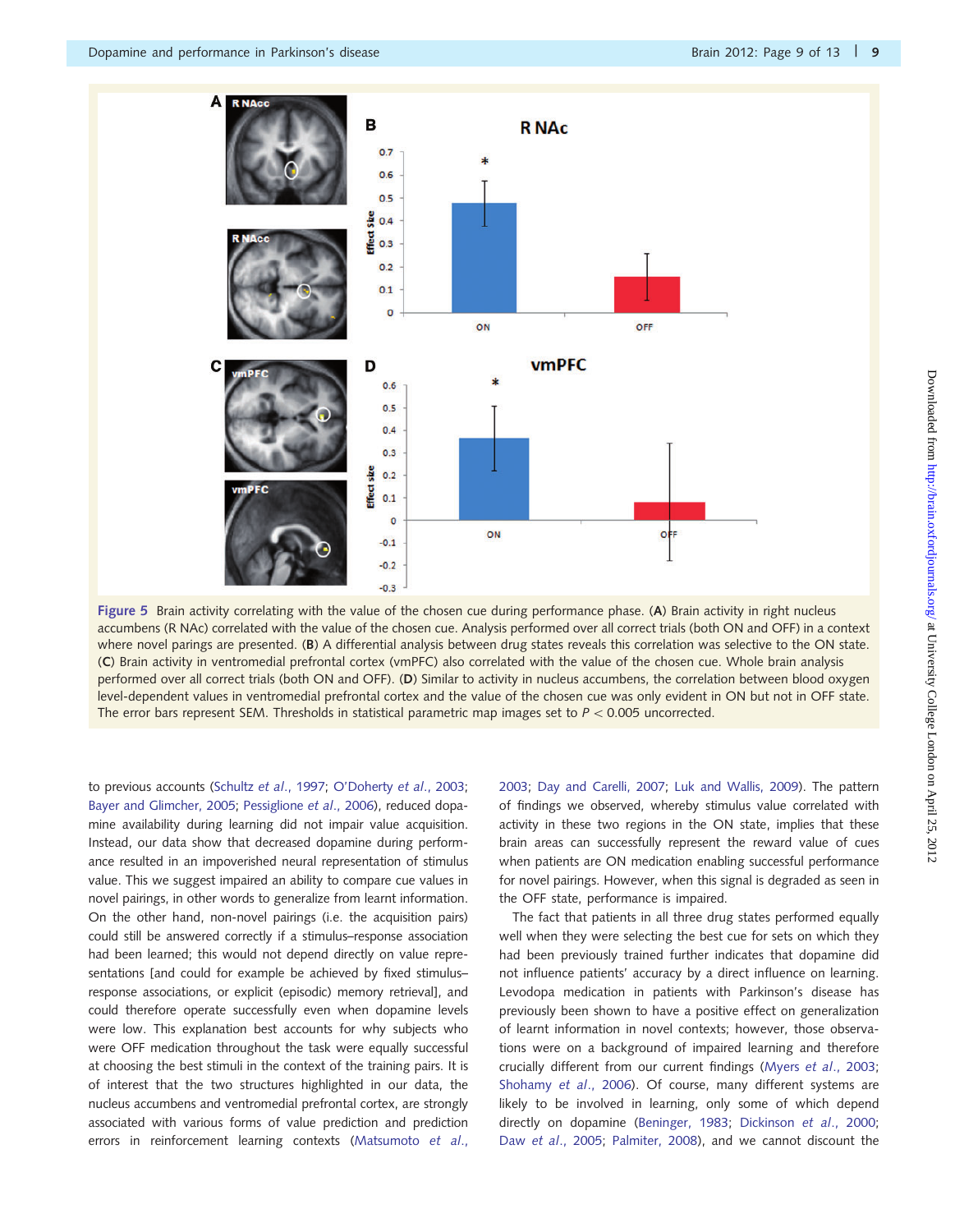A R NAcc

R NAcc

B

R NAc

0.7
0.6
0.5
0.4
0.3
0.2
0.1
0

Effect Size

*

ON

OFF

C vmPFC

vmPFC

D

vmPFC

0.6
0.5
0.4
0.3
0.2
0.1
0
-0.1
-0.2
-0.3

Effect size

*

ON

OFF

**Figure 5** Brain activity correlating with the value of the chosen cue during performance phase. (**A**) Brain activity in right nucleus accumbens (R NAc) correlated with the value of the chosen cue. Analysis performed over all correct trials (both ON and OFF) in a context where novel parings are presented. (**B**) A differential analysis between drug states reveals this correlation was selective to the ON state. (**C**) Brain activity in ventromedial prefrontal cortex (vmPFC) also correlated with the value of the chosen cue. Whole brain analysis performed over all correct trials (both ON and OFF). (**D**) Similar to activity in nucleus accumbens, the correlation between blood oxygen level-dependent values in ventromedial prefrontal cortex and the value of the chosen cue was only evident in ON but not in OFF state. The error bars represent SEM. Thresholds in statistical parametric map images set to $P < 0.005$ uncorrected.

to previous accounts (Schultz *et al*., 1997; O'Doherty *et al*., 2003; Bayer and Glimcher, 2005; Pessiglione *et al*., 2006), reduced dopamine availability during learning did not impair value acquisition. Instead, our data show that decreased dopamine during performance resulted in an impoverished neural representation of stimulus value. This we suggest impaired an ability to compare cue values in novel pairings, in other words to generalize from learnt information. On the other hand, non-novel pairings (i.e. the acquisition pairs) could still be answered correctly if a stimulus–response association had been learned; this would not depend directly on value representations [and could for example be achieved by fixed stimulus–response associations, or explicit (episodic) memory retrieval], and could therefore operate successfully even when dopamine levels were low. This explanation best accounts for why subjects who were OFF medication throughout the task were equally successful at choosing the best stimuli in the context of the training pairs. It is of interest that the two structures highlighted in our data, the nucleus accumbens and ventromedial prefrontal cortex, are strongly associated with various forms of value prediction and prediction errors in reinforcement learning contexts (Matsumoto *et al*., 2003; Day and Carelli, 2007; Luk and Wallis, 2009). The pattern of findings we observed, whereby stimulus value correlated with activity in these two regions in the ON state, implies that these brain areas can successfully represent the reward value of cues when patients are ON medication enabling successful performance for novel pairings. However, when this signal is degraded as seen in the OFF state, performance is impaired.

The fact that patients in all three drug states performed equally well when they were selecting the best cue for sets on which they had been previously trained further indicates that dopamine did not influence patients' accuracy by a direct influence on learning. Levodopa medication in patients with Parkinson's disease has previously been shown to have a positive effect on generalization of learnt information in novel contexts; however, those observations were on a background of impaired learning and therefore crucially different from our current findings (Myers *et al*., 2003; Shohamy *et al*., 2006). Of course, many different systems are likely to be involved in learning, only some of which depend directly on dopamine (Beninger, 1983; Dickinson *et al*., 2000; Daw *et al*., 2005; Palmiter, 2008), and we cannot discount the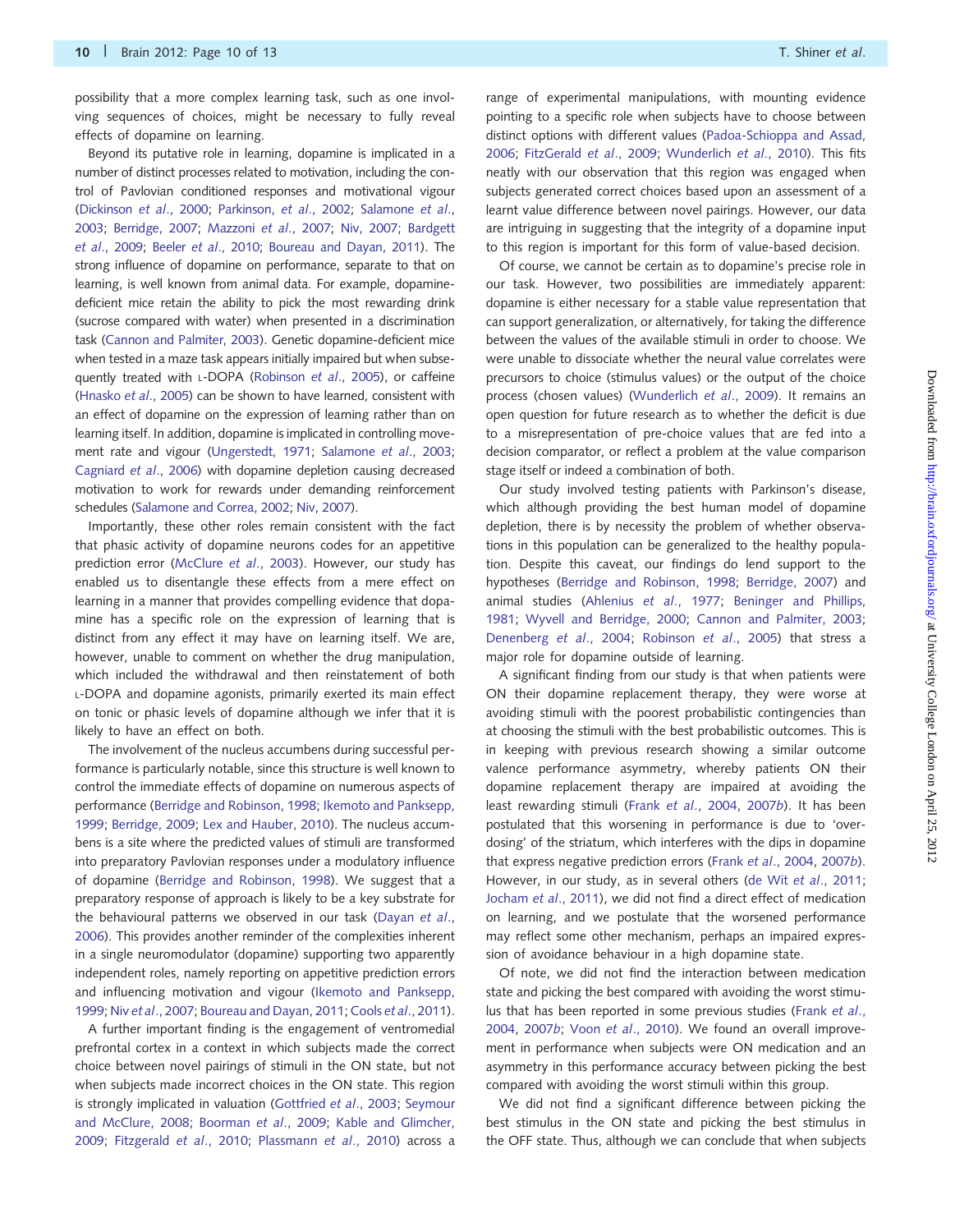possibility that a more complex learning task, such as one involving sequences of choices, might be necessary to fully reveal effects of dopamine on learning.

Beyond its putative role in learning, dopamine is implicated in a number of distinct processes related to motivation, including the control of Pavlovian conditioned responses and motivational vigour (Dickinson *et al*., 2000; Parkinson, *et al*., 2002; Salamone *et al*., 2003; Berridge, 2007; Mazzoni *et al*., 2007; Niv, 2007; Bardgett *et al*., 2009; Beeler *et al*., 2010; Boureau and Dayan, 2011). The strong influence of dopamine on performance, separate to that on learning, is well known from animal data. For example, dopamine-deficient mice retain the ability to pick the most rewarding drink (sucrose compared with water) when presented in a discrimination task (Cannon and Palmiter, 2003). Genetic dopamine-deficient mice when tested in a maze task appears initially impaired but when subsequently treated with L-DOPA (Robinson *et al*., 2005), or caffeine (Hnasko *et al*., 2005) can be shown to have learned, consistent with an effect of dopamine on the expression of learning rather than on learning itself. In addition, dopamine is implicated in controlling movement rate and vigour (Ungerstedt, 1971; Salamone *et al*., 2003; Cagniard *et al*., 2006) with dopamine depletion causing decreased motivation to work for rewards under demanding reinforcement schedules (Salamone and Correa, 2002; Niv, 2007).

Importantly, these other roles remain consistent with the fact that phasic activity of dopamine neurons codes for an appetitive prediction error (McClure *et al*., 2003). However, our study has enabled us to disentangle these effects from a mere effect on learning in a manner that provides compelling evidence that dopamine has a specific role on the expression of learning that is distinct from any effect it may have on learning itself. We are, however, unable to comment on whether the drug manipulation, which included the withdrawal and then reinstatement of both L-DOPA and dopamine agonists, primarily exerted its main effect on tonic or phasic levels of dopamine although we infer that it is likely to have an effect on both.

The involvement of the nucleus accumbens during successful performance is particularly notable, since this structure is well known to control the immediate effects of dopamine on numerous aspects of performance (Berridge and Robinson, 1998; Ikemoto and Panksepp, 1999; Berridge, 2009; Lex and Hauber, 2010). The nucleus accumbens is a site where the predicted values of stimuli are transformed into preparatory Pavlovian responses under a modulatory influence of dopamine (Berridge and Robinson, 1998). We suggest that a preparatory response of approach is likely to be a key substrate for the behavioural patterns we observed in our task (Dayan *et al*., 2006). This provides another reminder of the complexities inherent in a single neuromodulator (dopamine) supporting two apparently independent roles, namely reporting on appetitive prediction errors and influencing motivation and vigour (Ikemoto and Panksepp, 1999; Niv *et al*., 2007; Boureau and Dayan, 2011; Cools *et al*., 2011).

A further important finding is the engagement of ventromedial prefrontal cortex in a context in which subjects made the correct choice between novel pairings of stimuli in the ON state, but not when subjects made incorrect choices in the ON state. This region is strongly implicated in valuation (Gottfried *et al*., 2003; Seymour and McClure, 2008; Boorman *et al*., 2009; Kable and Glimcher, 2009; Fitzgerald *et al*., 2010; Plassmann *et al*., 2010) across a range of experimental manipulations, with mounting evidence pointing to a specific role when subjects have to choose between distinct options with different values (Padoa-Schioppa and Assad, 2006; FitzGerald *et al*., 2009; Wunderlich *et al*., 2010). This fits neatly with our observation that this region was engaged when subjects generated correct choices based upon an assessment of a learnt value difference between novel pairings. However, our data are intriguing in suggesting that the integrity of a dopamine input to this region is important for this form of value-based decision.

Of course, we cannot be certain as to dopamine's precise role in our task. However, two possibilities are immediately apparent: dopamine is either necessary for a stable value representation that can support generalization, or alternatively, for taking the difference between the values of the available stimuli in order to choose. We were unable to dissociate whether the neural value correlates were precursors to choice (stimulus values) or the output of the choice process (chosen values) (Wunderlich *et al*., 2009). It remains an open question for future research as to whether the deficit is due to a misrepresentation of pre-choice values that are fed into a decision comparator, or reflect a problem at the value comparison stage itself or indeed a combination of both.

Our study involved testing patients with Parkinson's disease, which although providing the best human model of dopamine depletion, there is by necessity the problem of whether observations in this population can be generalized to the healthy population. Despite this caveat, our findings do lend support to the hypotheses (Berridge and Robinson, 1998; Berridge, 2007) and animal studies (Ahlenius *et al*., 1977; Beninger and Phillips, 1981; Wyvell and Berridge, 2000; Cannon and Palmiter, 2003; Denenberg *et al*., 2004; Robinson *et al*., 2005) that stress a major role for dopamine outside of learning.

A significant finding from our study is that when patients were ON their dopamine replacement therapy, they were worse at avoiding stimuli with the poorest probabilistic contingencies than at choosing the stimuli with the best probabilistic outcomes. This is in keeping with previous research showing a similar outcome valence performance asymmetry, whereby patients ON their dopamine replacement therapy are impaired at avoiding the least rewarding stimuli (Frank *et al*., 2004, 2007*b*). It has been postulated that this worsening in performance is due to 'overdosing' of the striatum, which interferes with the dips in dopamine that express negative prediction errors (Frank *et al*., 2004, 2007*b*). However, in our study, as in several others (de Wit *et al*., 2011; Jocham *et al*., 2011), we did not find a direct effect of medication on learning, and we postulate that the worsened performance may reflect some other mechanism, perhaps an impaired expression of avoidance behaviour in a high dopamine state.

Of note, we did not find the interaction between medication state and picking the best compared with avoiding the worst stimulus that has been reported in some previous studies (Frank *et al*., 2004, 2007*b*; Voon *et al*., 2010). We found an overall improvement in performance when subjects were ON medication and an asymmetry in this performance accuracy between picking the best compared with avoiding the worst stimuli within this group.

We did not find a significant difference between picking the best stimulus in the ON state and picking the best stimulus in the OFF state. Thus, although we can conclude that when subjects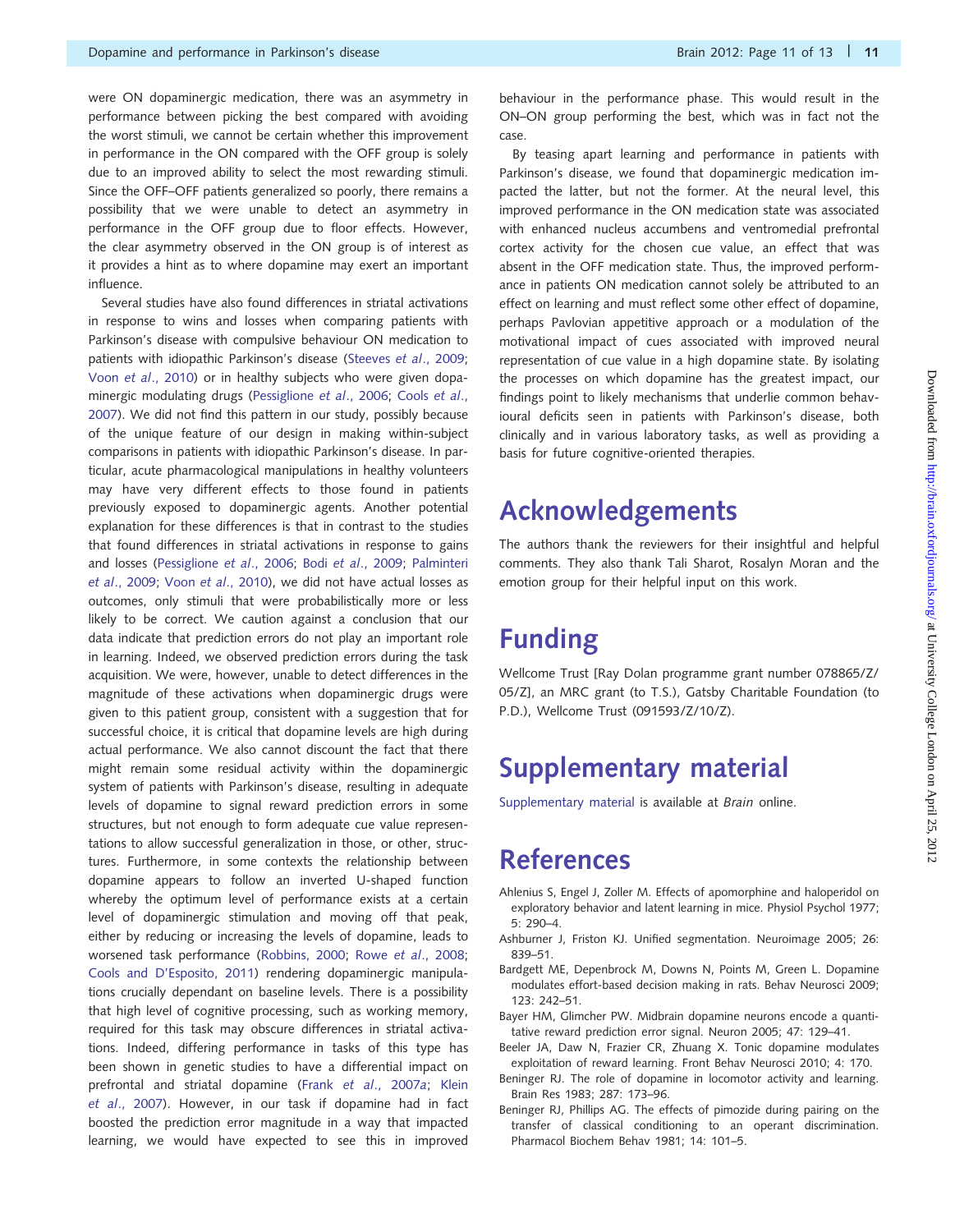were ON dopaminergic medication, there was an asymmetry in performance between picking the best compared with avoiding the worst stimuli, we cannot be certain whether this improvement in performance in the ON compared with the OFF group is solely due to an improved ability to select the most rewarding stimuli. Since the OFF–OFF patients generalized so poorly, there remains a possibility that we were unable to detect an asymmetry in performance in the OFF group due to floor effects. However, the clear asymmetry observed in the ON group is of interest as it provides a hint as to where dopamine may exert an important influence.

Several studies have also found differences in striatal activations in response to wins and losses when comparing patients with Parkinson's disease with compulsive behaviour ON medication to patients with idiopathic Parkinson's disease (Steeves *et al*., 2009; Voon *et al*., 2010) or in healthy subjects who were given dopaminergic modulating drugs (Pessiglione *et al*., 2006; Cools *et al*., 2007). We did not find this pattern in our study, possibly because of the unique feature of our design in making within-subject comparisons in patients with idiopathic Parkinson's disease. In particular, acute pharmacological manipulations in healthy volunteers may have very different effects to those found in patients previously exposed to dopaminergic agents. Another potential explanation for these differences is that in contrast to the studies that found differences in striatal activations in response to gains and losses (Pessiglione *et al*., 2006; Bodi *et al*., 2009; Palminteri *et al*., 2009; Voon *et al*., 2010), we did not have actual losses as outcomes, only stimuli that were probabilistically more or less likely to be correct. We caution against a conclusion that our data indicate that prediction errors do not play an important role in learning. Indeed, we observed prediction errors during the task acquisition. We were, however, unable to detect differences in the magnitude of these activations when dopaminergic drugs were given to this patient group, consistent with a suggestion that for successful choice, it is critical that dopamine levels are high during actual performance. We also cannot discount the fact that there might remain some residual activity within the dopaminergic system of patients with Parkinson's disease, resulting in adequate levels of dopamine to signal reward prediction errors in some structures, but not enough to form adequate cue value representations to allow successful generalization in those, or other, structures. Furthermore, in some contexts the relationship between dopamine appears to follow an inverted U-shaped function whereby the optimum level of performance exists at a certain level of dopaminergic stimulation and moving off that peak, either by reducing or increasing the levels of dopamine, leads to worsened task performance (Robbins, 2000; Rowe *et al*., 2008; Cools and D'Esposito, 2011) rendering dopaminergic manipulations crucially dependant on baseline levels. There is a possibility that high level of cognitive processing, such as working memory, required for this task may obscure differences in striatal activations. Indeed, differing performance in tasks of this type has been shown in genetic studies to have a differential impact on prefrontal and striatal dopamine (Frank *et al*., 2007*a*; Klein *et al*., 2007). However, in our task if dopamine had in fact boosted the prediction error magnitude in a way that impacted learning, we would have expected to see this in improved behaviour in the performance phase. This would result in the ON–ON group performing the best, which was in fact not the case.

By teasing apart learning and performance in patients with Parkinson's disease, we found that dopaminergic medication impacted the latter, but not the former. At the neural level, this improved performance in the ON medication state was associated with enhanced nucleus accumbens and ventromedial prefrontal cortex activity for the chosen cue value, an effect that was absent in the OFF medication state. Thus, the improved performance in patients ON medication cannot solely be attributed to an effect on learning and must reflect some other effect of dopamine, perhaps Pavlovian appetitive approach or a modulation of the motivational impact of cues associated with improved neural representation of cue value in a high dopamine state. By isolating the processes on which dopamine has the greatest impact, our findings point to likely mechanisms that underlie common behavioural deficits seen in patients with Parkinson's disease, both clinically and in various laboratory tasks, as well as providing a basis for future cognitive-oriented therapies.

# Acknowledgements

The authors thank the reviewers for their insightful and helpful comments. They also thank Tali Sharot, Rosalyn Moran and the emotion group for their helpful input on this work.

# Funding

Wellcome Trust [Ray Dolan programme grant number 078865/Z/05/Z], an MRC grant (to T.S.), Gatsby Charitable Foundation (to P.D.), Wellcome Trust (091593/Z/10/Z).

# Supplementary material

Supplementary material is available at *Brain* online.

# References

Ahlenius S, Engel J, Zoller M. Effects of apomorphine and haloperidol on exploratory behavior and latent learning in mice. Physiol Psychol 1977; 5: 290–4.

Ashburner J, Friston KJ. Unified segmentation. Neuroimage 2005; 26: 839–51.

Bardgett ME, Depenbrock M, Downs N, Points M, Green L. Dopamine modulates effort-based decision making in rats. Behav Neurosci 2009; 123: 242–51.

Bayer HM, Glimcher PW. Midbrain dopamine neurons encode a quantitative reward prediction error signal. Neuron 2005; 47: 129–41.

Beeler JA, Daw N, Frazier CR, Zhuang X. Tonic dopamine modulates exploitation of reward learning. Front Behav Neurosci 2010; 4: 170.

Beninger RJ. The role of dopamine in locomotor activity and learning. Brain Res 1983; 287: 173–96.

Beninger RJ, Phillips AG. The effects of pimozide during pairing on the transfer of classical conditioning to an operant discrimination. Pharmacol Biochem Behav 1981; 14: 101–5.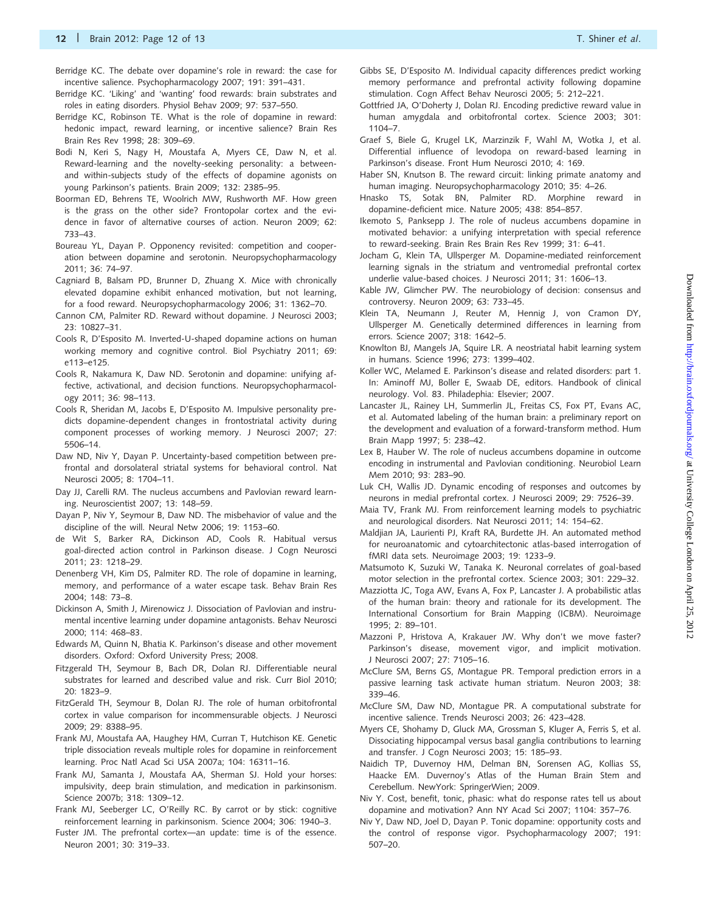Berridge KC. The debate over dopamine's role in reward: the case for incentive salience. Psychopharmacology 2007; 191: 391–431.

Berridge KC. 'Liking' and 'wanting' food rewards: brain substrates and roles in eating disorders. Physiol Behav 2009; 97: 537–550.

Berridge KC, Robinson TE. What is the role of dopamine in reward: hedonic impact, reward learning, or incentive salience? Brain Res Brain Res Rev 1998; 28: 309–69.

Bodi N, Keri S, Nagy H, Moustafa A, Myers CE, Daw N, et al. Reward-learning and the novelty-seeking personality: a between- and within-subjects study of the effects of dopamine agonists on young Parkinson's patients. Brain 2009; 132: 2385–95.

Boorman ED, Behrens TE, Woolrich MW, Rushworth MF. How green is the grass on the other side? Frontopolar cortex and the evidence in favor of alternative courses of action. Neuron 2009; 62: 733–43.

Boureau YL, Dayan P. Opponency revisited: competition and cooperation between dopamine and serotonin. Neuropsychopharmacology 2011; 36: 74–97.

Cagniard B, Balsam PD, Brunner D, Zhuang X. Mice with chronically elevated dopamine exhibit enhanced motivation, but not learning, for a food reward. Neuropsychopharmacology 2006; 31: 1362–70.

Cannon CM, Palmiter RD. Reward without dopamine. J Neurosci 2003; 23: 10827–31.

Cools R, D'Esposito M. Inverted-U-shaped dopamine actions on human working memory and cognitive control. Biol Psychiatry 2011; 69: e113–e125.

Cools R, Nakamura K, Daw ND. Serotonin and dopamine: unifying affective, activational, and decision functions. Neuropsychopharmacology 2011; 36: 98–113.

Cools R, Sheridan M, Jacobs E, D'Esposito M. Impulsive personality predicts dopamine-dependent changes in frontostriatal activity during component processes of working memory. J Neurosci 2007; 27: 5506–14.

Daw ND, Niv Y, Dayan P. Uncertainty-based competition between prefrontal and dorsolateral striatal systems for behavioral control. Nat Neurosci 2005; 8: 1704–11.

Day JJ, Carelli RM. The nucleus accumbens and Pavlovian reward learning. Neuroscientist 2007; 13: 148–59.

Dayan P, Niv Y, Seymour B, Daw ND. The misbehavior of value and the discipline of the will. Neural Netw 2006; 19: 1153–60.

de Wit S, Barker RA, Dickinson AD, Cools R. Habitual versus goal-directed action control in Parkinson disease. J Cogn Neurosci 2011; 23: 1218–29.

Denenberg VH, Kim DS, Palmiter RD. The role of dopamine in learning, memory, and performance of a water escape task. Behav Brain Res 2004; 148: 73–8.

Dickinson A, Smith J, Mirenowicz J. Dissociation of Pavlovian and instrumental incentive learning under dopamine antagonists. Behav Neurosci 2000; 114: 468–83.

Edwards M, Quinn N, Bhatia K. Parkinson's disease and other movement disorders. Oxford: Oxford University Press; 2008.

Fitzgerald TH, Seymour B, Bach DR, Dolan RJ. Differentiable neural substrates for learned and described value and risk. Curr Biol 2010; 20: 1823–9.

FitzGerald TH, Seymour B, Dolan RJ. The role of human orbitofrontal cortex in value comparison for incommensurable objects. J Neurosci 2009; 29: 8388–95.

Frank MJ, Moustafa AA, Haughey HM, Curran T, Hutchison KE. Genetic triple dissociation reveals multiple roles for dopamine in reinforcement learning. Proc Natl Acad Sci USA 2007a; 104: 16311–16.

Frank MJ, Samanta J, Moustafa AA, Sherman SJ. Hold your horses: impulsivity, deep brain stimulation, and medication in parkinsonism. Science 2007b; 318: 1309–12.

Frank MJ, Seeberger LC, O'Reilly RC. By carrot or by stick: cognitive reinforcement learning in parkinsonism. Science 2004; 306: 1940–3.

Fuster JM. The prefrontal cortex—an update: time is of the essence. Neuron 2001; 30: 319–33.

Gibbs SE, D'Esposito M. Individual capacity differences predict working memory performance and prefrontal activity following dopamine stimulation. Cogn Affect Behav Neurosci 2005; 5: 212–221.

Gottfried JA, O'Doherty J, Dolan RJ. Encoding predictive reward value in human amygdala and orbitofrontal cortex. Science 2003; 301: 1104–7.

Graef S, Biele G, Krugel LK, Marzinzik F, Wahl M, Wotka J, et al. Differential influence of levodopa on reward-based learning in Parkinson's disease. Front Hum Neurosci 2010; 4: 169.

Haber SN, Knutson B. The reward circuit: linking primate anatomy and human imaging. Neuropsychopharmacology 2010; 35: 4–26.

Hnasko TS, Sotak BN, Palmiter RD. Morphine reward in dopamine-deficient mice. Nature 2005; 438: 854–857.

Ikemoto S, Panksepp J. The role of nucleus accumbens dopamine in motivated behavior: a unifying interpretation with special reference to reward-seeking. Brain Res Brain Res Rev 1999; 31: 6–41.

Jocham G, Klein TA, Ullsperger M. Dopamine-mediated reinforcement learning signals in the striatum and ventromedial prefrontal cortex underlie value-based choices. J Neurosci 2011; 31: 1606–13.

Kable JW, Glimcher PW. The neurobiology of decision: consensus and controversy. Neuron 2009; 63: 733–45.

Klein TA, Neumann J, Reuter M, Hennig J, von Cramon DY, Ullsperger M. Genetically determined differences in learning from errors. Science 2007; 318: 1642–5.

Knowlton BJ, Mangels JA, Squire LR. A neostriatal habit learning system in humans. Science 1996; 273: 1399–402.

Koller WC, Melamed E. Parkinson's disease and related disorders: part 1. In: Aminoff MJ, Boller E, Swaab DE, editors. Handbook of clinical neurology. Vol. 83. Philadephia: Elsevier; 2007.

Lancaster JL, Rainey LH, Summerlin JL, Freitas CS, Fox PT, Evans AC, et al. Automated labeling of the human brain: a preliminary report on the development and evaluation of a forward-transform method. Hum Brain Mapp 1997; 5: 238–42.

Lex B, Hauber W. The role of nucleus accumbens dopamine in outcome encoding in instrumental and Pavlovian conditioning. Neurobiol Learn Mem 2010; 93: 283–90.

Luk CH, Wallis JD. Dynamic encoding of responses and outcomes by neurons in medial prefrontal cortex. J Neurosci 2009; 29: 7526–39.

Maia TV, Frank MJ. From reinforcement learning models to psychiatric and neurological disorders. Nat Neurosci 2011; 14: 154–62.

Maldjian JA, Laurienti PJ, Kraft RA, Burdette JH. An automated method for neuroanatomic and cytoarchitectonic atlas-based interrogation of fMRI data sets. Neuroimage 2003; 19: 1233–9.

Matsumoto K, Suzuki W, Tanaka K. Neuronal correlates of goal-based motor selection in the prefrontal cortex. Science 2003; 301: 229–32.

Mazziotta JC, Toga AW, Evans A, Fox P, Lancaster J. A probabilistic atlas of the human brain: theory and rationale for its development. The International Consortium for Brain Mapping (ICBM). Neuroimage 1995; 2: 89–101.

Mazzoni P, Hristova A, Krakauer JW. Why don't we move faster? Parkinson's disease, movement vigor, and implicit motivation. J Neurosci 2007; 27: 7105–16.

McClure SM, Berns GS, Montague PR. Temporal prediction errors in a passive learning task activate human striatum. Neuron 2003; 38: 339–46.

McClure SM, Daw ND, Montague PR. A computational substrate for incentive salience. Trends Neurosci 2003; 26: 423–428.

Myers CE, Shohamy D, Gluck MA, Grossman S, Kluger A, Ferris S, et al. Dissociating hippocampal versus basal ganglia contributions to learning and transfer. J Cogn Neurosci 2003; 15: 185–93.

Naidich TP, Duvernoy HM, Delman BN, Sorensen AG, Kollias SS, Haacke EM. Duvernoy's Atlas of the Human Brain Stem and Cerebellum. NewYork: SpringerWien; 2009.

Niv Y. Cost, benefit, tonic, phasic: what do response rates tell us about dopamine and motivation? Ann NY Acad Sci 2007; 1104: 357–76.

Niv Y, Daw ND, Joel D, Dayan P. Tonic dopamine: opportunity costs and the control of response vigor. Psychopharmacology 2007; 191: 507–20.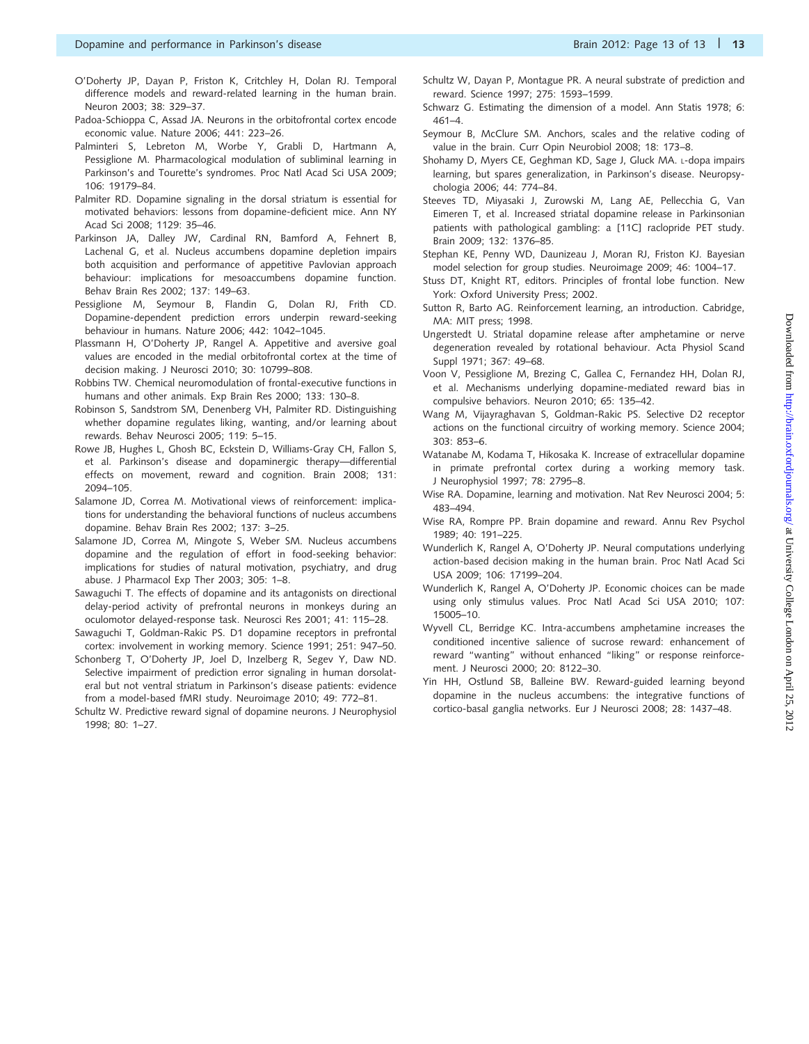O'Doherty JP, Dayan P, Friston K, Critchley H, Dolan RJ. Temporal difference models and reward-related learning in the human brain. Neuron 2003; 38: 329–37.

Padoa-Schioppa C, Assad JA. Neurons in the orbitofrontal cortex encode economic value. Nature 2006; 441: 223–26.

Palminteri S, Lebreton M, Worbe Y, Grabli D, Hartmann A, Pessiglione M. Pharmacological modulation of subliminal learning in Parkinson's and Tourette's syndromes. Proc Natl Acad Sci USA 2009; 106: 19179–84.

Palmiter RD. Dopamine signaling in the dorsal striatum is essential for motivated behaviors: lessons from dopamine-deficient mice. Ann NY Acad Sci 2008; 1129: 35–46.

Parkinson JA, Dalley JW, Cardinal RN, Bamford A, Fehnert B, Lachenal G, et al. Nucleus accumbens dopamine depletion impairs both acquisition and performance of appetitive Pavlovian approach behaviour: implications for mesoaccumbens dopamine function. Behav Brain Res 2002; 137: 149–63.

Pessiglione M, Seymour B, Flandin G, Dolan RJ, Frith CD. Dopamine-dependent prediction errors underpin reward-seeking behaviour in humans. Nature 2006; 442: 1042–1045.

Plassmann H, O'Doherty JP, Rangel A. Appetitive and aversive goal values are encoded in the medial orbitofrontal cortex at the time of decision making. J Neurosci 2010; 30: 10799–808.

Robbins TW. Chemical neuromodulation of frontal-executive functions in humans and other animals. Exp Brain Res 2000; 133: 130–8.

Robinson S, Sandstrom SM, Denenberg VH, Palmiter RD. Distinguishing whether dopamine regulates liking, wanting, and/or learning about rewards. Behav Neurosci 2005; 119: 5–15.

Rowe JB, Hughes L, Ghosh BC, Eckstein D, Williams-Gray CH, Fallon S, et al. Parkinson's disease and dopaminergic therapy—differential effects on movement, reward and cognition. Brain 2008; 131: 2094–105.

Salamone JD, Correa M. Motivational views of reinforcement: implications for understanding the behavioral functions of nucleus accumbens dopamine. Behav Brain Res 2002; 137: 3–25.

Salamone JD, Correa M, Mingote S, Weber SM. Nucleus accumbens dopamine and the regulation of effort in food-seeking behavior: implications for studies of natural motivation, psychiatry, and drug abuse. J Pharmacol Exp Ther 2003; 305: 1–8.

Sawaguchi T. The effects of dopamine and its antagonists on directional delay-period activity of prefrontal neurons in monkeys during an oculomotor delayed-response task. Neurosci Res 2001; 41: 115–28.

Sawaguchi T, Goldman-Rakic PS. D1 dopamine receptors in prefrontal cortex: involvement in working memory. Science 1991; 251: 947–50.

Schonberg T, O'Doherty JP, Joel D, Inzelberg R, Segev Y, Daw ND. Selective impairment of prediction error signaling in human dorsolateral but not ventral striatum in Parkinson's disease patients: evidence from a model-based fMRI study. Neuroimage 2010; 49: 772–81.

Schultz W. Predictive reward signal of dopamine neurons. J Neurophysiol 1998; 80: 1–27.

Schultz W, Dayan P, Montague PR. A neural substrate of prediction and reward. Science 1997; 275: 1593–1599.

Schwarz G. Estimating the dimension of a model. Ann Statis 1978; 6: 461–4.

Seymour B, McClure SM. Anchors, scales and the relative coding of value in the brain. Curr Opin Neurobiol 2008; 18: 173–8.

Shohamy D, Myers CE, Geghman KD, Sage J, Gluck MA. L-dopa impairs learning, but spares generalization, in Parkinson's disease. Neuropsychologia 2006; 44: 774–84.

Steeves TD, Miyasaki J, Zurowski M, Lang AE, Pellecchia G, Van Eimeren T, et al. Increased striatal dopamine release in Parkinsonian patients with pathological gambling: a [11C] raclopride PET study. Brain 2009; 132: 1376–85.

Stephan KE, Penny WD, Daunizeau J, Moran RJ, Friston KJ. Bayesian model selection for group studies. Neuroimage 2009; 46: 1004–17.

Stuss DT, Knight RT, editors. Principles of frontal lobe function. New York: Oxford University Press; 2002.

Sutton R, Barto AG. Reinforcement learning, an introduction. Cabridge, MA: MIT press; 1998.

Ungerstedt U. Striatal dopamine release after amphetamine or nerve degeneration revealed by rotational behaviour. Acta Physiol Scand Suppl 1971; 367: 49–68.

Voon V, Pessiglione M, Brezing C, Gallea C, Fernandez HH, Dolan RJ, et al. Mechanisms underlying dopamine-mediated reward bias in compulsive behaviors. Neuron 2010; 65: 135–42.

Wang M, Vijayraghavan S, Goldman-Rakic PS. Selective D2 receptor actions on the functional circuitry of working memory. Science 2004; 303: 853–6.

Watanabe M, Kodama T, Hikosaka K. Increase of extracellular dopamine in primate prefrontal cortex during a working memory task. J Neurophysiol 1997; 78: 2795–8.

Wise RA. Dopamine, learning and motivation. Nat Rev Neurosci 2004; 5: 483–494.

Wise RA, Rompre PP. Brain dopamine and reward. Annu Rev Psychol 1989; 40: 191–225.

Wunderlich K, Rangel A, O'Doherty JP. Neural computations underlying action-based decision making in the human brain. Proc Natl Acad Sci USA 2009; 106: 17199–204.

Wunderlich K, Rangel A, O'Doherty JP. Economic choices can be made using only stimulus values. Proc Natl Acad Sci USA 2010; 107: 15005–10.

Wyvell CL, Berridge KC. Intra-accumbens amphetamine increases the conditioned incentive salience of sucrose reward: enhancement of reward "wanting" without enhanced "liking" or response reinforcement. J Neurosci 2000; 20: 8122–30.

Yin HH, Ostlund SB, Balleine BW. Reward-guided learning beyond dopamine in the nucleus accumbens: the integrative functions of cortico-basal ganglia networks. Eur J Neurosci 2008; 28: 1437–48.